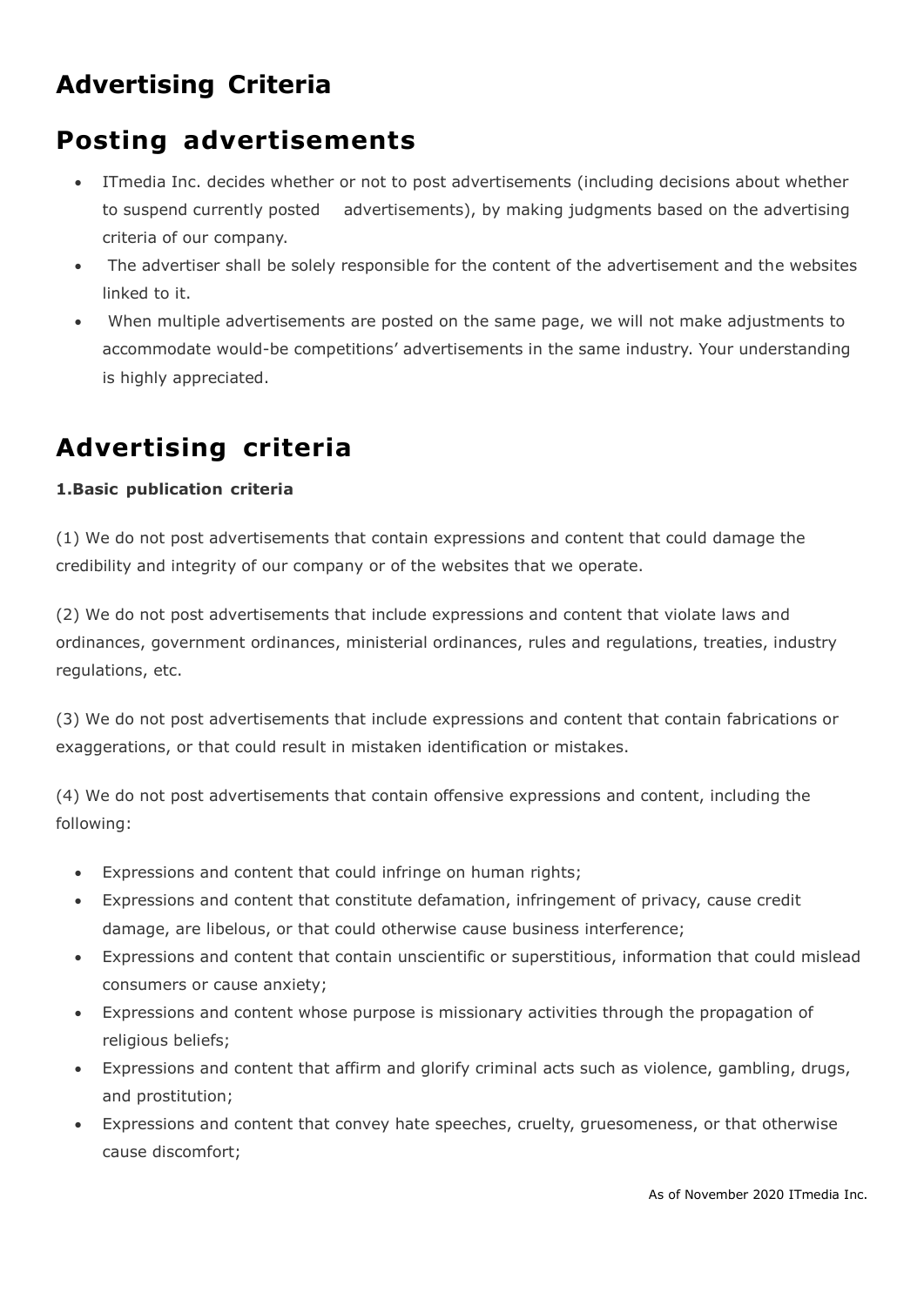# Advertising Criteria

## Posting advertisements

- ITmedia Inc. decides whether or not to post advertisements (including decisions about whether to suspend currently posted advertisements), by making judgments based on the advertising criteria of our company.
- The advertiser shall be solely responsible for the content of the advertisement and the websites linked to it.
- When multiple advertisements are posted on the same page, we will not make adjustments to accommodate would-be competitions' advertisements in the same industry. Your understanding is highly appreciated.

## Advertising criteria

**1.Basic publication criteria**

(1) We do not post advertisements that contain expressions and content that could damage the credibility and integrity of our company or of the websites that we operate.

(2) We do not post advertisements that include expressions and content that violate laws and ordinances, government ordinances, ministerial ordinances, rules and regulations, treaties, industry regulations, etc.

(3) We do not post advertisements that include expressions and content that contain fabrications or exaggerations, or that could result in mistaken identification or mistakes.

(4) We do not post advertisements that contain offensive expressions and content, including the following:

- Expressions and content that could infringe on human rights;
- Expressions and content that constitute defamation, infringement of privacy, cause credit damage, are libelous, or that could otherwise cause business interference;
- Expressions and content that contain unscientific or superstitious, information that could mislead consumers or cause anxiety;
- Expressions and content whose purpose is missionary activities through the propagation of religious beliefs;
- Expressions and content that affirm and glorify criminal acts such as violence, gambling, drugs, and prostitution;
- Expressions and content that convey hate speeches, cruelty, gruesomeness, or that otherwise cause discomfort;

As of November 2020 ITmedia Inc.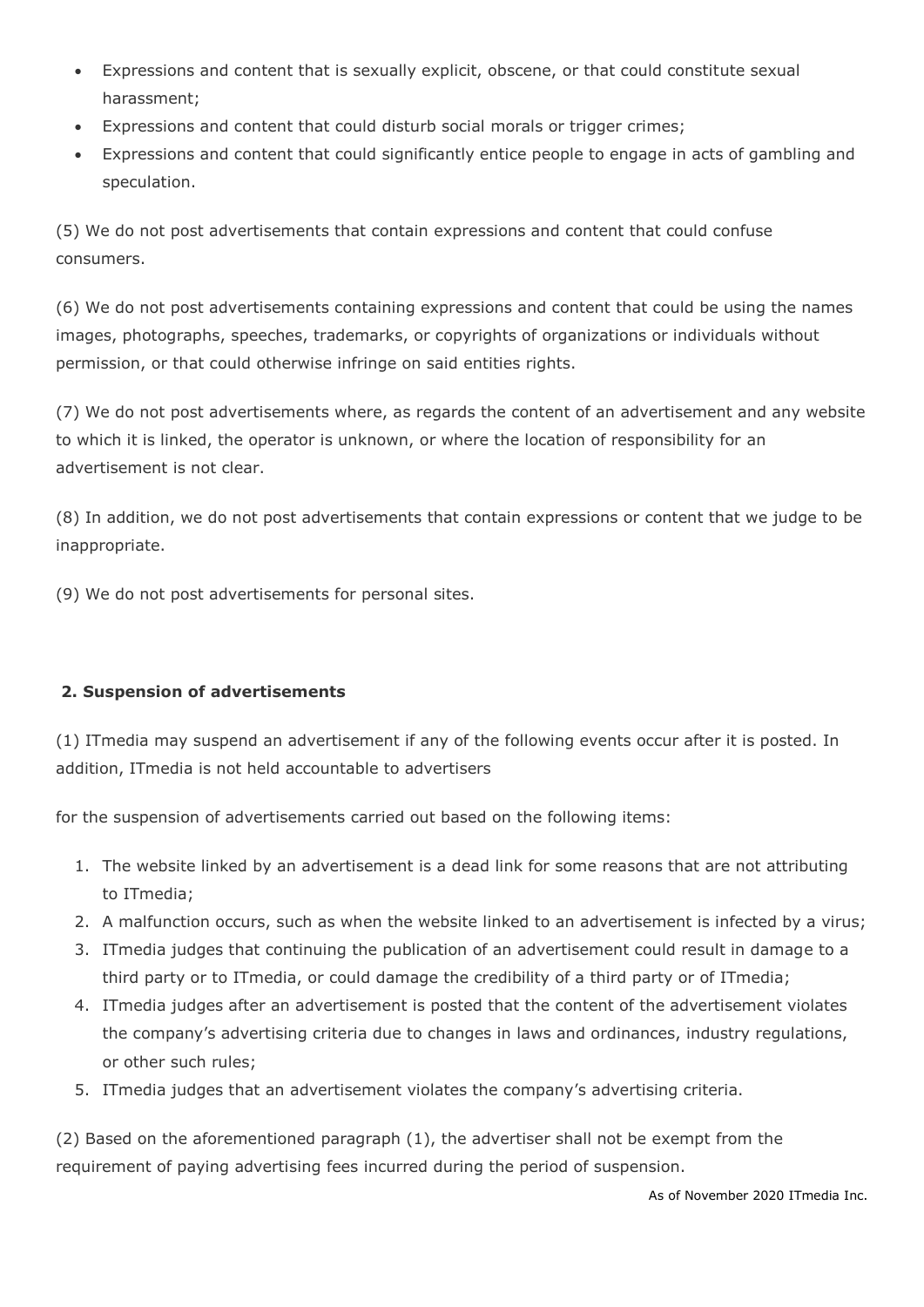- Expressions and content that is sexually explicit, obscene, or that could constitute sexual harassment;
- Expressions and content that could disturb social morals or trigger crimes;
- Expressions and content that could significantly entice people to engage in acts of gambling and speculation.

(5) We do not post advertisements that contain expressions and content that could confuse consumers.

(6) We do not post advertisements containing expressions and content that could be using the names images, photographs, speeches, trademarks, or copyrights of organizations or individuals without permission, or that could otherwise infringe on said entities rights.

(7) We do not post advertisements where, as regards the content of an advertisement and any website to which it is linked, the operator is unknown, or where the location of responsibility for an advertisement is not clear.

(8) In addition, we do not post advertisements that contain expressions or content that we judge to be inappropriate.

(9) We do not post advertisements for personal sites.

**2. Suspension of advertisements**

(1) ITmedia may suspend an advertisement if any of the following events occur after it is posted. In addition, ITmedia is not held accountable to advertisers

for the suspension of advertisements carried out based on the following items:

1. The website linked by an advertisement is a dead link for some reasons that are not attributing to ITmedia;
2. A malfunction occurs, such as when the website linked to an advertisement is infected by a virus;
3. ITmedia judges that continuing the publication of an advertisement could result in damage to a third party or to ITmedia, or could damage the credibility of a third party or of ITmedia;
4. ITmedia judges after an advertisement is posted that the content of the advertisement violates the company's advertising criteria due to changes in laws and ordinances, industry regulations, or other such rules;
5. ITmedia judges that an advertisement violates the company's advertising criteria.

(2) Based on the aforementioned paragraph (1), the advertiser shall not be exempt from the requirement of paying advertising fees incurred during the period of suspension.

As of November 2020 ITmedia Inc.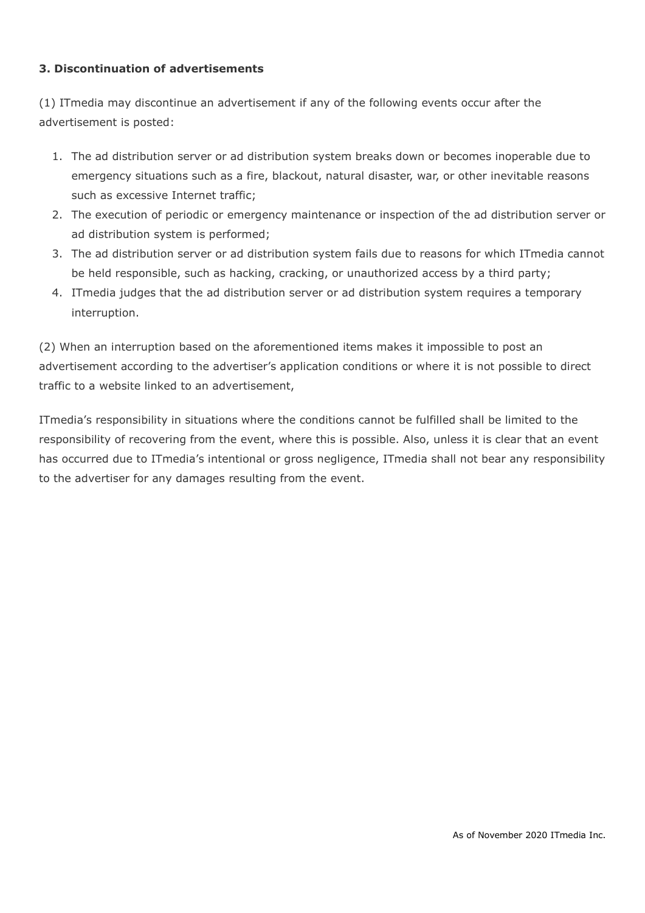### 3. Discontinuation of advertisements

(1) ITmedia may discontinue an advertisement if any of the following events occur after the advertisement is posted:

1. The ad distribution server or ad distribution system breaks down or becomes inoperable due to emergency situations such as a fire, blackout, natural disaster, war, or other inevitable reasons such as excessive Internet traffic;
2. The execution of periodic or emergency maintenance or inspection of the ad distribution server or ad distribution system is performed;
3. The ad distribution server or ad distribution system fails due to reasons for which ITmedia cannot be held responsible, such as hacking, cracking, or unauthorized access by a third party;
4. ITmedia judges that the ad distribution server or ad distribution system requires a temporary interruption.

(2) When an interruption based on the aforementioned items makes it impossible to post an advertisement according to the advertiser's application conditions or where it is not possible to direct traffic to a website linked to an advertisement,

ITmedia's responsibility in situations where the conditions cannot be fulfilled shall be limited to the responsibility of recovering from the event, where this is possible. Also, unless it is clear that an event has occurred due to ITmedia's intentional or gross negligence, ITmedia shall not bear any responsibility to the advertiser for any damages resulting from the event.

As of November 2020 ITmedia Inc.